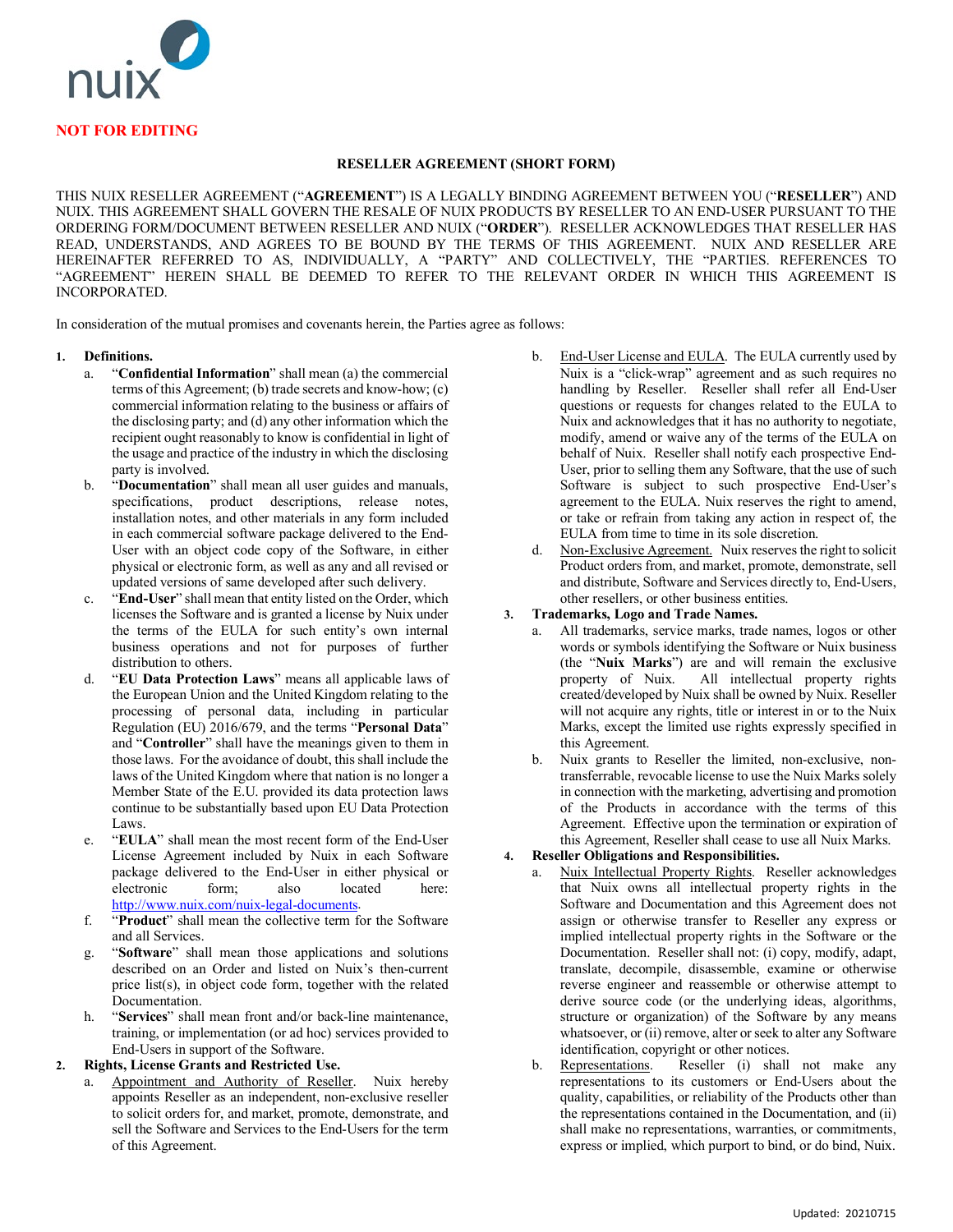**NOT FOR EDITING**

# RESELLER AGREEMENT (SHORT FORM)

THIS NUIX RESELLER AGREEMENT ("**AGREEMENT**") IS A LEGALLY BINDING AGREEMENT BETWEEN YOU ("**RESELLER**") AND NUIX. THIS AGREEMENT SHALL GOVERN THE RESALE OF NUIX PRODUCTS BY RESELLER TO AN END-USER PURSUANT TO THE ORDERING FORM/DOCUMENT BETWEEN RESELLER AND NUIX ("**ORDER**"). RESELLER ACKNOWLEDGES THAT RESELLER HAS READ, UNDERSTANDS, AND AGREES TO BE BOUND BY THE TERMS OF THIS AGREEMENT. NUIX AND RESELLER ARE HEREINAFTER REFERRED TO AS, INDIVIDUALLY, A "PARTY" AND COLLECTIVELY, THE "PARTIES. REFERENCES TO "AGREEMENT" HEREIN SHALL BE DEEMED TO REFER TO THE RELEVANT ORDER IN WHICH THIS AGREEMENT IS INCORPORATED.

In consideration of the mutual promises and covenants herein, the Parties agree as follows:

1. **Definitions.**
   a. "**Confidential Information**" shall mean (a) the commercial terms of this Agreement; (b) trade secrets and know-how; (c) commercial information relating to the business or affairs of the disclosing party; and (d) any other information which the recipient ought reasonably to know is confidential in light of the usage and practice of the industry in which the disclosing party is involved.
   b. "**Documentation**" shall mean all user guides and manuals, specifications, product descriptions, release notes, installation notes, and other materials in any form included in each commercial software package delivered to the End-User with an object code copy of the Software, in either physical or electronic form, as well as any and all revised or updated versions of same developed after such delivery.
   c. "**End-User**" shall mean that entity listed on the Order, which licenses the Software and is granted a license by Nuix under the terms of the EULA for such entity's own internal business operations and not for purposes of further distribution to others.
   d. "**EU Data Protection Laws**" means all applicable laws of the European Union and the United Kingdom relating to the processing of personal data, including in particular Regulation (EU) 2016/679, and the terms "**Personal Data**" and "**Controller**" shall have the meanings given to them in those laws. For the avoidance of doubt, this shall include the laws of the United Kingdom where that nation is no longer a Member State of the E.U. provided its data protection laws continue to be substantially based upon EU Data Protection Laws.
   e. "**EULA**" shall mean the most recent form of the End-User License Agreement included by Nuix in each Software package delivered to the End-User in either physical or electronic form; also located here: http://www.nuix.com/nuix-legal-documents.
   f. "**Product**" shall mean the collective term for the Software and all Services.
   g. "**Software**" shall mean those applications and solutions described on an Order and listed on Nuix's then-current price list(s), in object code form, together with the related Documentation.
   h. "**Services**" shall mean front and/or back-line maintenance, training, or implementation (or ad hoc) services provided to End-Users in support of the Software.
2. **Rights, License Grants and Restricted Use.**
   a. Appointment and Authority of Reseller. Nuix hereby appoints Reseller as an independent, non-exclusive reseller to solicit orders for, and market, promote, demonstrate, and sell the Software and Services to the End-Users for the term of this Agreement.
   b. End-User License and EULA. The EULA currently used by Nuix is a "click-wrap" agreement and as such requires no handling by Reseller. Reseller shall refer all End-User questions or requests for changes related to the EULA to Nuix and acknowledges that it has no authority to negotiate, modify, amend or waive any of the terms of the EULA on behalf of Nuix. Reseller shall notify each prospective End-User, prior to selling them any Software, that the use of such Software is subject to such prospective End-User's agreement to the EULA. Nuix reserves the right to amend, or take or refrain from taking any action in respect of, the EULA from time to time in its sole discretion.
   d. Non-Exclusive Agreement. Nuix reserves the right to solicit Product orders from, and market, promote, demonstrate, sell and distribute, Software and Services directly to, End-Users, other resellers, or other business entities.
3. **Trademarks, Logo and Trade Names.**
   a. All trademarks, service marks, trade names, logos or other words or symbols identifying the Software or Nuix business (the "**Nuix Marks**") are and will remain the exclusive property of Nuix. All intellectual property rights created/developed by Nuix shall be owned by Nuix. Reseller will not acquire any rights, title or interest in or to the Nuix Marks, except the limited use rights expressly specified in this Agreement.
   b. Nuix grants to Reseller the limited, non-exclusive, non-transferrable, revocable license to use the Nuix Marks solely in connection with the marketing, advertising and promotion of the Products in accordance with the terms of this Agreement. Effective upon the termination or expiration of this Agreement, Reseller shall cease to use all Nuix Marks.
4. **Reseller Obligations and Responsibilities.**
   a. Nuix Intellectual Property Rights. Reseller acknowledges that Nuix owns all intellectual property rights in the Software and Documentation and this Agreement does not assign or otherwise transfer to Reseller any express or implied intellectual property rights in the Software or the Documentation. Reseller shall not: (i) copy, modify, adapt, translate, decompile, disassemble, examine or otherwise reverse engineer and reassemble or otherwise attempt to derive source code (or the underlying ideas, algorithms, structure or organization) of the Software by any means whatsoever, or (ii) remove, alter or seek to alter any Software identification, copyright or other notices.
   b. Representations. Reseller (i) shall not make any representations to its customers or End-Users about the quality, capabilities, or reliability of the Products other than the representations contained in the Documentation, and (ii) shall make no representations, warranties, or commitments, express or implied, which purport to bind, or do bind, Nuix.

Updated: 20210715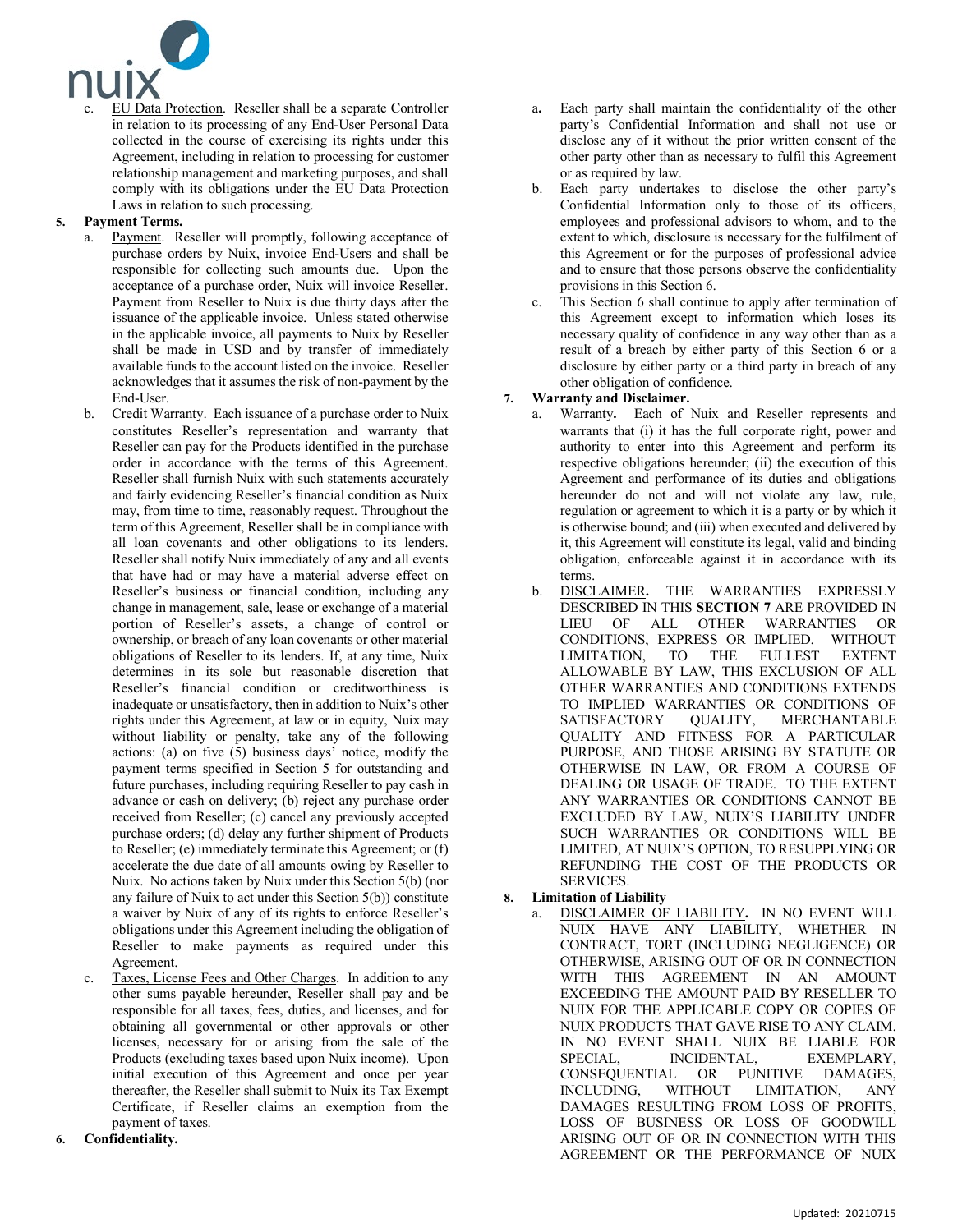c. EU Data Protection. Reseller shall be a separate Controller in relation to its processing of any End-User Personal Data collected in the course of exercising its rights under this Agreement, including in relation to processing for customer relationship management and marketing purposes, and shall comply with its obligations under the EU Data Protection Laws in relation to such processing.

5. **Payment Terms.**
   a. Payment. Reseller will promptly, following acceptance of purchase orders by Nuix, invoice End-Users and shall be responsible for collecting such amounts due. Upon the acceptance of a purchase order, Nuix will invoice Reseller. Payment from Reseller to Nuix is due thirty days after the issuance of the applicable invoice. Unless stated otherwise in the applicable invoice, all payments to Nuix by Reseller shall be made in USD and by transfer of immediately available funds to the account listed on the invoice. Reseller acknowledges that it assumes the risk of non-payment by the End-User.
   b. Credit Warranty. Each issuance of a purchase order to Nuix constitutes Reseller's representation and warranty that Reseller can pay for the Products identified in the purchase order in accordance with the terms of this Agreement. Reseller shall furnish Nuix with such statements accurately and fairly evidencing Reseller's financial condition as Nuix may, from time to time, reasonably request. Throughout the term of this Agreement, Reseller shall be in compliance with all loan covenants and other obligations to its lenders. Reseller shall notify Nuix immediately of any and all events that have had or may have a material adverse effect on Reseller's business or financial condition, including any change in management, sale, lease or exchange of a material portion of Reseller's assets, a change of control or ownership, or breach of any loan covenants or other material obligations of Reseller to its lenders. If, at any time, Nuix determines in its sole but reasonable discretion that Reseller's financial condition or creditworthiness is inadequate or unsatisfactory, then in addition to Nuix's other rights under this Agreement, at law or in equity, Nuix may without liability or penalty, take any of the following actions: (a) on five (5) business days' notice, modify the payment terms specified in Section 5 for outstanding and future purchases, including requiring Reseller to pay cash in advance or cash on delivery; (b) reject any purchase order received from Reseller; (c) cancel any previously accepted purchase orders; (d) delay any further shipment of Products to Reseller; (e) immediately terminate this Agreement; or (f) accelerate the due date of all amounts owing by Reseller to Nuix. No actions taken by Nuix under this Section 5(b) (nor any failure of Nuix to act under this Section 5(b)) constitute a waiver by Nuix of any of its rights to enforce Reseller's obligations under this Agreement including the obligation of Reseller to make payments as required under this Agreement.
   c. Taxes, License Fees and Other Charges. In addition to any other sums payable hereunder, Reseller shall pay and be responsible for all taxes, fees, duties, and licenses, and for obtaining all governmental or other approvals or other licenses, necessary for or arising from the sale of the Products (excluding taxes based upon Nuix income). Upon initial execution of this Agreement and once per year thereafter, the Reseller shall submit to Nuix its Tax Exempt Certificate, if Reseller claims an exemption from the payment of taxes.

6. **Confidentiality.**
   a. Each party shall maintain the confidentiality of the other party's Confidential Information and shall not use or disclose any of it without the prior written consent of the other party other than as necessary to fulfil this Agreement or as required by law.
   b. Each party undertakes to disclose the other party's Confidential Information only to those of its officers, employees and professional advisors to whom, and to the extent to which, disclosure is necessary for the fulfilment of this Agreement or for the purposes of professional advice and to ensure that those persons observe the confidentiality provisions in this Section 6.
   c. This Section 6 shall continue to apply after termination of this Agreement except to information which loses its necessary quality of confidence in any way other than as a result of a breach by either party of this Section 6 or a disclosure by either party or a third party in breach of any other obligation of confidence.

7. **Warranty and Disclaimer.**
   a. Warranty**.** Each of Nuix and Reseller represents and warrants that (i) it has the full corporate right, power and authority to enter into this Agreement and perform its respective obligations hereunder; (ii) the execution of this Agreement and performance of its duties and obligations hereunder do not and will not violate any law, rule, regulation or agreement to which it is a party or by which it is otherwise bound; and (iii) when executed and delivered by it, this Agreement will constitute its legal, valid and binding obligation, enforceable against it in accordance with its terms.
   b. DISCLAIMER**.** THE WARRANTIES EXPRESSLY DESCRIBED IN THIS **SECTION 7** ARE PROVIDED IN LIEU OF ALL OTHER WARRANTIES OR CONDITIONS, EXPRESS OR IMPLIED. WITHOUT LIMITATION, TO THE FULLEST EXTENT ALLOWABLE BY LAW, THIS EXCLUSION OF ALL OTHER WARRANTIES AND CONDITIONS EXTENDS TO IMPLIED WARRANTIES OR CONDITIONS OF SATISFACTORY QUALITY, MERCHANTABLE QUALITY AND FITNESS FOR A PARTICULAR PURPOSE, AND THOSE ARISING BY STATUTE OR OTHERWISE IN LAW, OR FROM A COURSE OF DEALING OR USAGE OF TRADE. TO THE EXTENT ANY WARRANTIES OR CONDITIONS CANNOT BE EXCLUDED BY LAW, NUIX'S LIABILITY UNDER SUCH WARRANTIES OR CONDITIONS WILL BE LIMITED, AT NUIX'S OPTION, TO RESUPPLYING OR REFUNDING THE COST OF THE PRODUCTS OR SERVICES.

8. **Limitation of Liability**
   a. DISCLAIMER OF LIABILITY**.** IN NO EVENT WILL NUIX HAVE ANY LIABILITY, WHETHER IN CONTRACT, TORT (INCLUDING NEGLIGENCE) OR OTHERWISE, ARISING OUT OF OR IN CONNECTION WITH THIS AGREEMENT IN AN AMOUNT EXCEEDING THE AMOUNT PAID BY RESELLER TO NUIX FOR THE APPLICABLE COPY OR COPIES OF NUIX PRODUCTS THAT GAVE RISE TO ANY CLAIM. IN NO EVENT SHALL NUIX BE LIABLE FOR SPECIAL, INCIDENTAL, EXEMPLARY, CONSEQUENTIAL OR PUNITIVE DAMAGES, INCLUDING, WITHOUT LIMITATION, ANY DAMAGES RESULTING FROM LOSS OF PROFITS, LOSS OF BUSINESS OR LOSS OF GOODWILL ARISING OUT OF OR IN CONNECTION WITH THIS AGREEMENT OR THE PERFORMANCE OF NUIX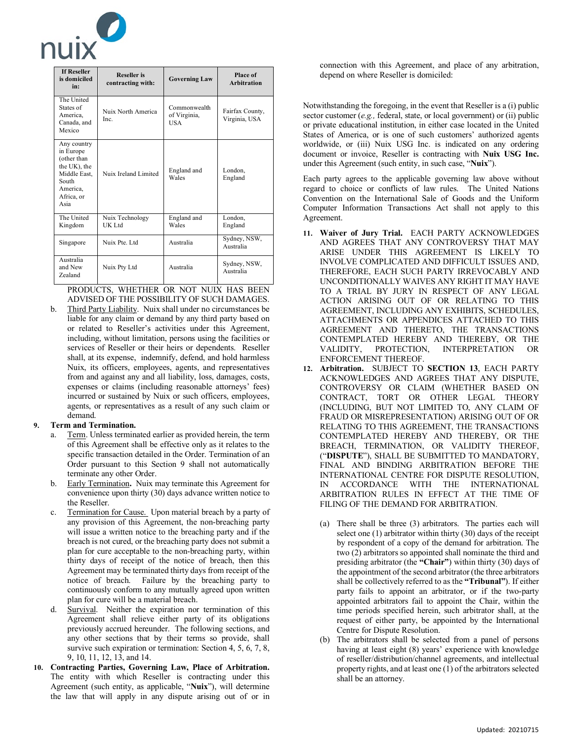| If Reseller is domiciled in: | Reseller is contracting with: | Governing Law | Place of Arbitration |
|---|---|---|---|
| The United States of America, Canada, and Mexico | Nuix North America Inc. | Commonwealth of Virginia, USA | Fairfax County, Virginia, USA |
| Any country in Europe (other than the UK), the Middle East, South America, Africa, or Asia | Nuix Ireland Limited | England and Wales | London, England |
| The United Kingdom | Nuix Technology UK Ltd | England and Wales | London, England |
| Singapore | Nuix Pte. Ltd | Australia | Sydney, NSW, Australia |
| Australia and New Zealand | Nuix Pty Ltd | Australia | Sydney, NSW, Australia |

PRODUCTS, WHETHER OR NOT NUIX HAS BEEN ADVISED OF THE POSSIBILITY OF SUCH DAMAGES.

b. Third Party Liability. Nuix shall under no circumstances be liable for any claim or demand by any third party based on or related to Reseller's activities under this Agreement, including, without limitation, persons using the facilities or services of Reseller or their heirs or dependents. Reseller shall, at its expense, indemnify, defend, and hold harmless Nuix, its officers, employees, agents, and representatives from and against any and all liability, loss, damages, costs, expenses or claims (including reasonable attorneys' fees) incurred or sustained by Nuix or such officers, employees, agents, or representatives as a result of any such claim or demand.

**9. Term and Termination.**

a. Term. Unless terminated earlier as provided herein, the term of this Agreement shall be effective only as it relates to the specific transaction detailed in the Order. Termination of an Order pursuant to this Section 9 shall not automatically terminate any other Order.

b. Early Termination**.** Nuix may terminate this Agreement for convenience upon thirty (30) days advance written notice to the Reseller.

c. Termination for Cause. Upon material breach by a party of any provision of this Agreement, the non-breaching party will issue a written notice to the breaching party and if the breach is not cured, or the breaching party does not submit a plan for cure acceptable to the non-breaching party, within thirty days of receipt of the notice of breach, then this Agreement may be terminated thirty days from receipt of the notice of breach. Failure by the breaching party to continuously conform to any mutually agreed upon written plan for cure will be a material breach.

d. Survival. Neither the expiration nor termination of this Agreement shall relieve either party of its obligations previously accrued hereunder. The following sections, and any other sections that by their terms so provide, shall survive such expiration or termination: Section 4, 5, 6, 7, 8, 9, 10, 11, 12, 13, and 14.

**10. Contracting Parties, Governing Law, Place of Arbitration.** The entity with which Reseller is contracting under this Agreement (such entity, as applicable, "**Nuix**"), will determine the law that will apply in any dispute arising out of or in connection with this Agreement, and place of any arbitration, depend on where Reseller is domiciled:

Notwithstanding the foregoing, in the event that Reseller is a (i) public sector customer (*e.g.,* federal, state, or local government) or (ii) public or private educational institution, in either case located in the United States of America, or is one of such customers' authorized agents worldwide, or (iii) Nuix USG Inc. is indicated on any ordering document or invoice, Reseller is contracting with **Nuix USG Inc.** under this Agreement (such entity, in such case, "**Nuix**").

Each party agrees to the applicable governing law above without regard to choice or conflicts of law rules. The United Nations Convention on the International Sale of Goods and the Uniform Computer Information Transactions Act shall not apply to this Agreement.

**11. Waiver of Jury Trial.** EACH PARTY ACKNOWLEDGES AND AGREES THAT ANY CONTROVERSY THAT MAY ARISE UNDER THIS AGREEMENT IS LIKELY TO INVOLVE COMPLICATED AND DIFFICULT ISSUES AND, THEREFORE, EACH SUCH PARTY IRREVOCABLY AND UNCONDITIONALLY WAIVES ANY RIGHT IT MAY HAVE TO A TRIAL BY JURY IN RESPECT OF ANY LEGAL ACTION ARISING OUT OF OR RELATING TO THIS AGREEMENT, INCLUDING ANY EXHIBITS, SCHEDULES, ATTACHMENTS OR APPENDICES ATTACHED TO THIS AGREEMENT AND THERETO, THE TRANSACTIONS CONTEMPLATED HEREBY AND THEREBY, OR THE VALIDITY, PROTECTION, INTERPRETATION OR ENFORCEMENT THEREOF.

**12. Arbitration.** SUBJECT TO **SECTION 13**, EACH PARTY ACKNOWLEDGES AND AGREES THAT ANY DISPUTE, CONTROVERSY OR CLAIM (WHETHER BASED ON CONTRACT, TORT OR OTHER LEGAL THEORY (INCLUDING, BUT NOT LIMITED TO, ANY CLAIM OF FRAUD OR MISREPRESENTATION) ARISING OUT OF OR RELATING TO THIS AGREEMENT, THE TRANSACTIONS CONTEMPLATED HEREBY AND THEREBY, OR THE BREACH, TERMINATION, OR VALIDITY THEREOF, ("**DISPUTE**"), SHALL BE SUBMITTED TO MANDATORY, FINAL AND BINDING ARBITRATION BEFORE THE INTERNATIONAL CENTRE FOR DISPUTE RESOLUTION, IN ACCORDANCE WITH THE INTERNATIONAL ARBITRATION RULES IN EFFECT AT THE TIME OF FILING OF THE DEMAND FOR ARBITRATION.

(a) There shall be three (3) arbitrators. The parties each will select one (1) arbitrator within thirty (30) days of the receipt by respondent of a copy of the demand for arbitration. The two (2) arbitrators so appointed shall nominate the third and presiding arbitrator (the **"Chair"**) within thirty (30) days of the appointment of the second arbitrator (the three arbitrators shall be collectively referred to as the **"Tribunal"**). If either party fails to appoint an arbitrator, or if the two-party appointed arbitrators fail to appoint the Chair, within the time periods specified herein, such arbitrator shall, at the request of either party, be appointed by the International Centre for Dispute Resolution.

(b) The arbitrators shall be selected from a panel of persons having at least eight (8) years' experience with knowledge of reseller/distribution/channel agreements, and intellectual property rights, and at least one (1) of the arbitrators selected shall be an attorney.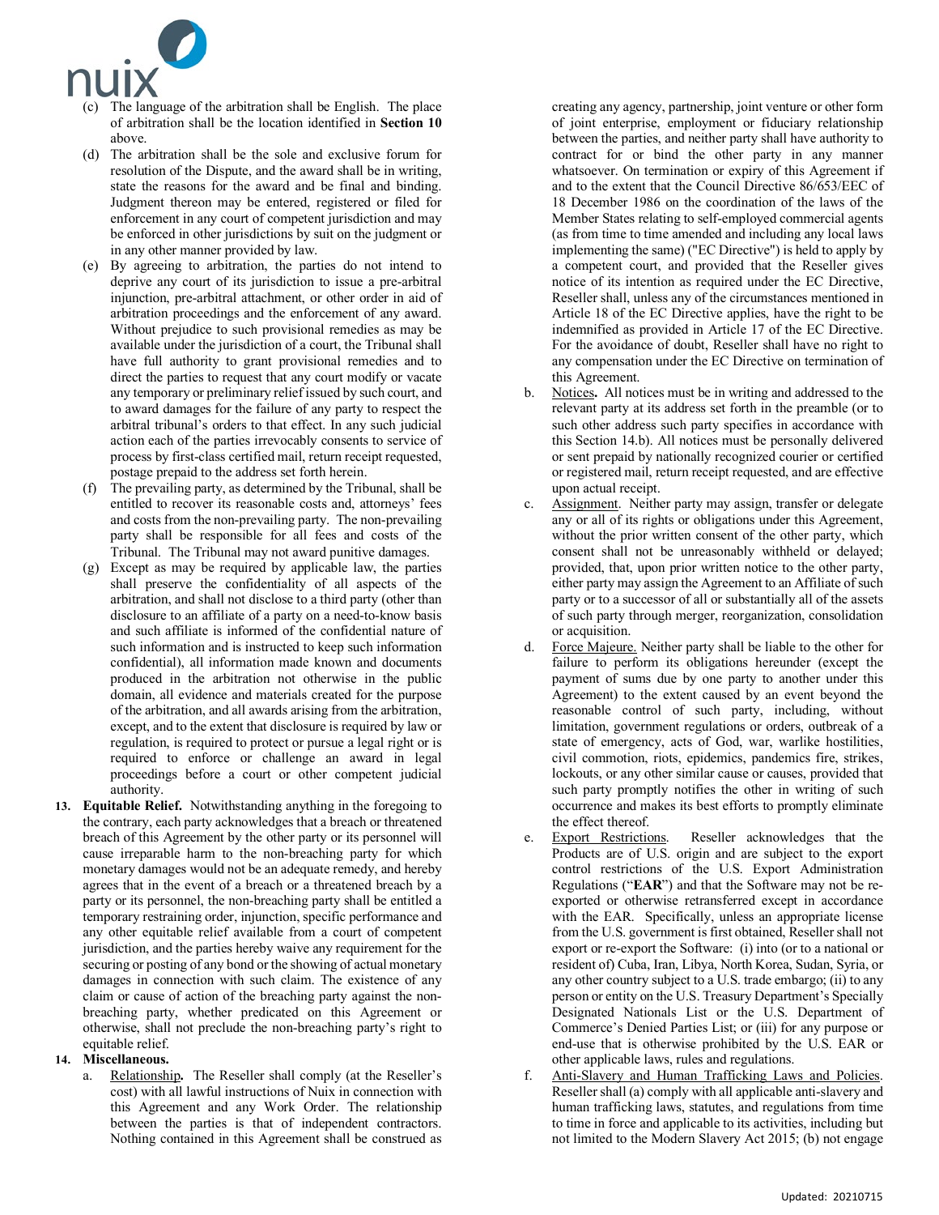(c) The language of the arbitration shall be English. The place of arbitration shall be the location identified in **Section 10** above.

(d) The arbitration shall be the sole and exclusive forum for resolution of the Dispute, and the award shall be in writing, state the reasons for the award and be final and binding. Judgment thereon may be entered, registered or filed for enforcement in any court of competent jurisdiction and may be enforced in other jurisdictions by suit on the judgment or in any other manner provided by law.

(e) By agreeing to arbitration, the parties do not intend to deprive any court of its jurisdiction to issue a pre-arbitral injunction, pre-arbitral attachment, or other order in aid of arbitration proceedings and the enforcement of any award. Without prejudice to such provisional remedies as may be available under the jurisdiction of a court, the Tribunal shall have full authority to grant provisional remedies and to direct the parties to request that any court modify or vacate any temporary or preliminary relief issued by such court, and to award damages for the failure of any party to respect the arbitral tribunal's orders to that effect. In any such judicial action each of the parties irrevocably consents to service of process by first-class certified mail, return receipt requested, postage prepaid to the address set forth herein.

(f) The prevailing party, as determined by the Tribunal, shall be entitled to recover its reasonable costs and, attorneys' fees and costs from the non-prevailing party. The non-prevailing party shall be responsible for all fees and costs of the Tribunal. The Tribunal may not award punitive damages.

(g) Except as may be required by applicable law, the parties shall preserve the confidentiality of all aspects of the arbitration, and shall not disclose to a third party (other than disclosure to an affiliate of a party on a need-to-know basis and such affiliate is informed of the confidential nature of such information and is instructed to keep such information confidential), all information made known and documents produced in the arbitration not otherwise in the public domain, all evidence and materials created for the purpose of the arbitration, and all awards arising from the arbitration, except, and to the extent that disclosure is required by law or regulation, is required to protect or pursue a legal right or is required to enforce or challenge an award in legal proceedings before a court or other competent judicial authority.

**13. Equitable Relief.** Notwithstanding anything in the foregoing to the contrary, each party acknowledges that a breach or threatened breach of this Agreement by the other party or its personnel will cause irreparable harm to the non-breaching party for which monetary damages would not be an adequate remedy, and hereby agrees that in the event of a breach or a threatened breach by a party or its personnel, the non-breaching party shall be entitled a temporary restraining order, injunction, specific performance and any other equitable relief available from a court of competent jurisdiction, and the parties hereby waive any requirement for the securing or posting of any bond or the showing of actual monetary damages in connection with such claim. The existence of any claim or cause of action of the breaching party against the non-breaching party, whether predicated on this Agreement or otherwise, shall not preclude the non-breaching party's right to equitable relief.

**14. Miscellaneous.**

a. Relationship**.** The Reseller shall comply (at the Reseller's cost) with all lawful instructions of Nuix in connection with this Agreement and any Work Order. The relationship between the parties is that of independent contractors. Nothing contained in this Agreement shall be construed as creating any agency, partnership, joint venture or other form of joint enterprise, employment or fiduciary relationship between the parties, and neither party shall have authority to contract for or bind the other party in any manner whatsoever. On termination or expiry of this Agreement if and to the extent that the Council Directive 86/653/EEC of 18 December 1986 on the coordination of the laws of the Member States relating to self-employed commercial agents (as from time to time amended and including any local laws implementing the same) ("EC Directive") is held to apply by a competent court, and provided that the Reseller gives notice of its intention as required under the EC Directive, Reseller shall, unless any of the circumstances mentioned in Article 18 of the EC Directive applies, have the right to be indemnified as provided in Article 17 of the EC Directive. For the avoidance of doubt, Reseller shall have no right to any compensation under the EC Directive on termination of this Agreement.

b. Notices**.** All notices must be in writing and addressed to the relevant party at its address set forth in the preamble (or to such other address such party specifies in accordance with this Section 14.b). All notices must be personally delivered or sent prepaid by nationally recognized courier or certified or registered mail, return receipt requested, and are effective upon actual receipt.

c. Assignment. Neither party may assign, transfer or delegate any or all of its rights or obligations under this Agreement, without the prior written consent of the other party, which consent shall not be unreasonably withheld or delayed; provided, that, upon prior written notice to the other party, either party may assign the Agreement to an Affiliate of such party or to a successor of all or substantially all of the assets of such party through merger, reorganization, consolidation or acquisition.

d. Force Majeure. Neither party shall be liable to the other for failure to perform its obligations hereunder (except the payment of sums due by one party to another under this Agreement) to the extent caused by an event beyond the reasonable control of such party, including, without limitation, government regulations or orders, outbreak of a state of emergency, acts of God, war, warlike hostilities, civil commotion, riots, epidemics, pandemics fire, strikes, lockouts, or any other similar cause or causes, provided that such party promptly notifies the other in writing of such occurrence and makes its best efforts to promptly eliminate the effect thereof.

e. Export Restrictions. Reseller acknowledges that the Products are of U.S. origin and are subject to the export control restrictions of the U.S. Export Administration Regulations ("**EAR**") and that the Software may not be re-exported or otherwise retransferred except in accordance with the EAR. Specifically, unless an appropriate license from the U.S. government is first obtained, Reseller shall not export or re-export the Software: (i) into (or to a national or resident of) Cuba, Iran, Libya, North Korea, Sudan, Syria, or any other country subject to a U.S. trade embargo; (ii) to any person or entity on the U.S. Treasury Department's Specially Designated Nationals List or the U.S. Department of Commerce's Denied Parties List; or (iii) for any purpose or end-use that is otherwise prohibited by the U.S. EAR or other applicable laws, rules and regulations.

f. Anti-Slavery and Human Trafficking Laws and Policies. Reseller shall (a) comply with all applicable anti-slavery and human trafficking laws, statutes, and regulations from time to time in force and applicable to its activities, including but not limited to the Modern Slavery Act 2015; (b) not engage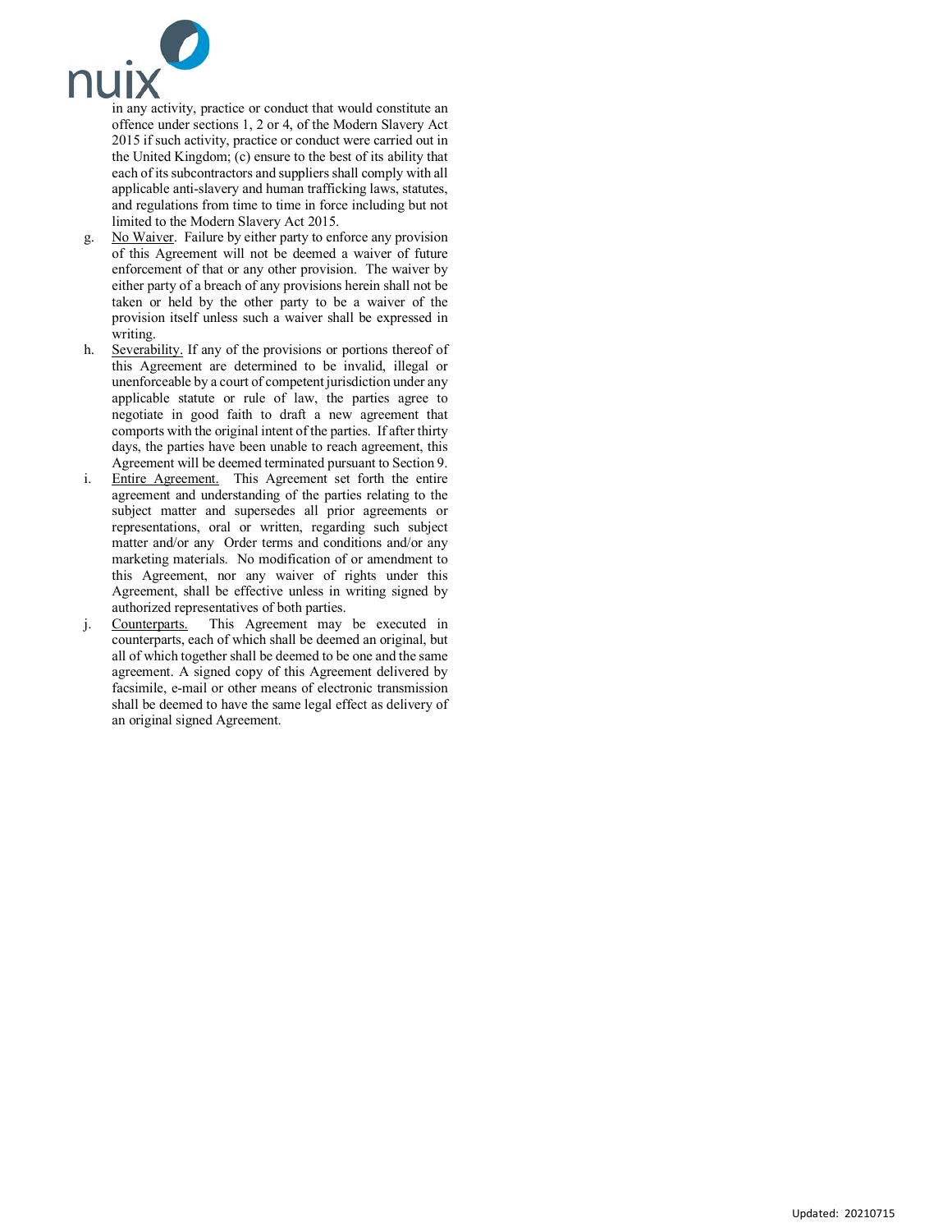in any activity, practice or conduct that would constitute an offence under sections 1, 2 or 4, of the Modern Slavery Act 2015 if such activity, practice or conduct were carried out in the United Kingdom; (c) ensure to the best of its ability that each of its subcontractors and suppliers shall comply with all applicable anti-slavery and human trafficking laws, statutes, and regulations from time to time in force including but not limited to the Modern Slavery Act 2015.

g. No Waiver. Failure by either party to enforce any provision of this Agreement will not be deemed a waiver of future enforcement of that or any other provision. The waiver by either party of a breach of any provisions herein shall not be taken or held by the other party to be a waiver of the provision itself unless such a waiver shall be expressed in writing.

h. Severability. If any of the provisions or portions thereof of this Agreement are determined to be invalid, illegal or unenforceable by a court of competent jurisdiction under any applicable statute or rule of law, the parties agree to negotiate in good faith to draft a new agreement that comports with the original intent of the parties. If after thirty days, the parties have been unable to reach agreement, this Agreement will be deemed terminated pursuant to Section 9.

i. Entire Agreement. This Agreement set forth the entire agreement and understanding of the parties relating to the subject matter and supersedes all prior agreements or representations, oral or written, regarding such subject matter and/or any Order terms and conditions and/or any marketing materials. No modification of or amendment to this Agreement, nor any waiver of rights under this Agreement, shall be effective unless in writing signed by authorized representatives of both parties.

j. Counterparts. This Agreement may be executed in counterparts, each of which shall be deemed an original, but all of which together shall be deemed to be one and the same agreement. A signed copy of this Agreement delivered by facsimile, e-mail or other means of electronic transmission shall be deemed to have the same legal effect as delivery of an original signed Agreement.